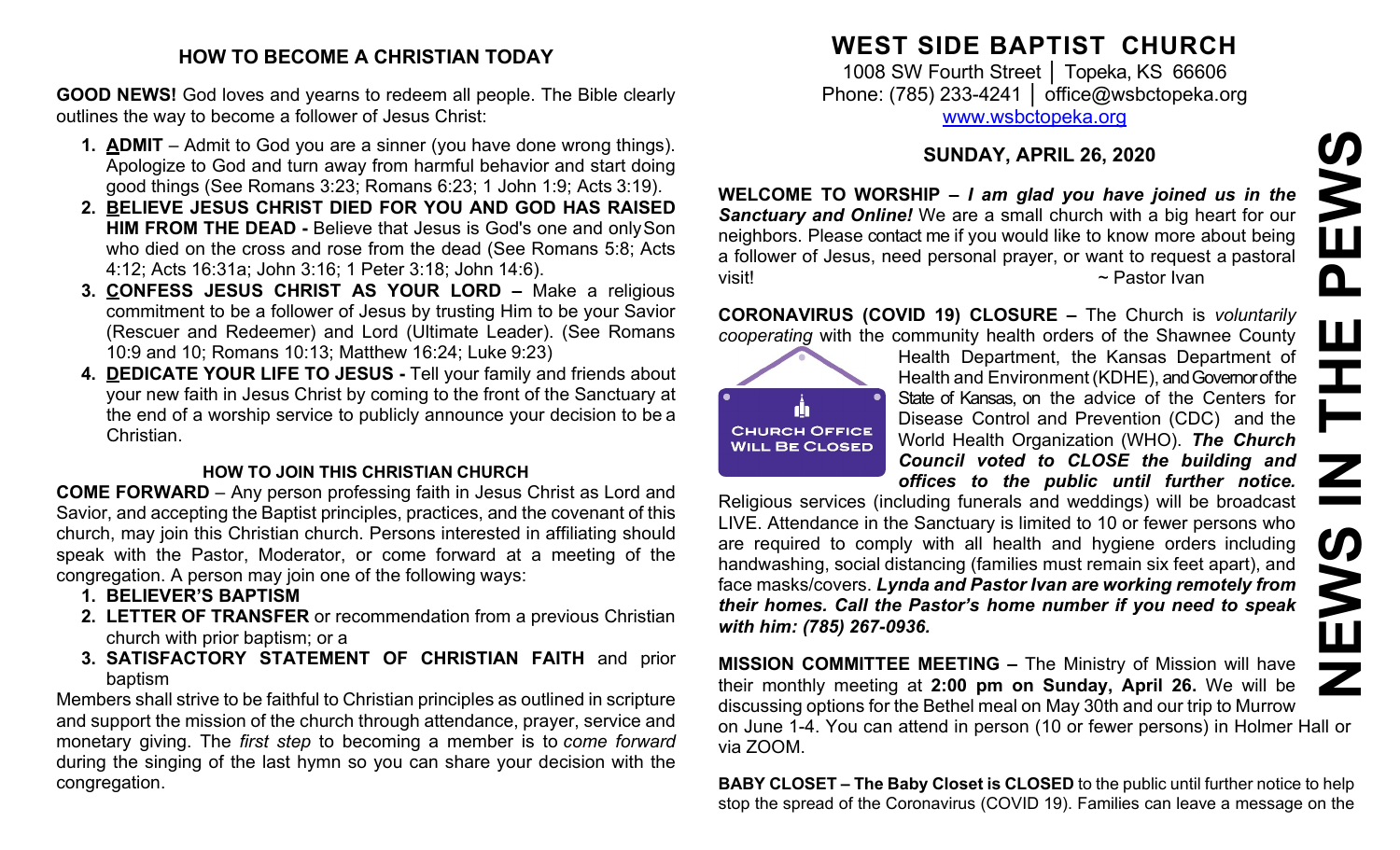## HOW TO BECOME A CHRISTIAN TODAY

**GOOD NEWS!** God loves and yearns to redeem all people. The Bible clearly outlines the way to become a follower of Jesus Christ:

1. **ADMIT** – Admit to God you are a sinner (you have done wrong things). Apologize to God and turn away from harmful behavior and start doing good things (See Romans 3:23; Romans 6:23; 1 John 1:9; Acts 3:19).
2. **BELIEVE JESUS CHRIST DIED FOR YOU AND GOD HAS RAISED HIM FROM THE DEAD -** Believe that Jesus is God's one and only Son who died on the cross and rose from the dead (See Romans 5:8; Acts 4:12; Acts 16:31a; John 3:16; 1 Peter 3:18; John 14:6).
3. **CONFESS JESUS CHRIST AS YOUR LORD –** Make a religious commitment to be a follower of Jesus by trusting Him to be your Savior (Rescuer and Redeemer) and Lord (Ultimate Leader). (See Romans 10:9 and 10; Romans 10:13; Matthew 16:24; Luke 9:23)
4. **DEDICATE YOUR LIFE TO JESUS -** Tell your family and friends about your new faith in Jesus Christ by coming to the front of the Sanctuary at the end of a worship service to publicly announce your decision to be a Christian.

### HOW TO JOIN THIS CHRISTIAN CHURCH

**COME FORWARD** – Any person professing faith in Jesus Christ as Lord and Savior, and accepting the Baptist principles, practices, and the covenant of this church, may join this Christian church. Persons interested in affiliating should speak with the Pastor, Moderator, or come forward at a meeting of the congregation. A person may join one of the following ways:

1. **BELIEVER'S BAPTISM**
2. **LETTER OF TRANSFER** or recommendation from a previous Christian church with prior baptism; or a
3. **SATISFACTORY STATEMENT OF CHRISTIAN FAITH** and prior baptism

Members shall strive to be faithful to Christian principles as outlined in scripture and support the mission of the church through attendance, prayer, service and monetary giving. The *first step* to becoming a member is to *come forward* during the singing of the last hymn so you can share your decision with the congregation.

# WEST SIDE BAPTIST CHURCH

1008 SW Fourth Street │ Topeka, KS 66606
Phone: (785) 233-4241 │ office@wsbctopeka.org
www.wsbctopeka.org

# NEWS IN THE PEWS

## SUNDAY, APRIL 26, 2020

**WELCOME TO WORSHIP –** ***I am glad you have joined us in the Sanctuary and Online!*** We are a small church with a big heart for our neighbors. Please contact me if you would like to know more about being a follower of Jesus, need personal prayer, or want to request a pastoral visit! ~ Pastor Ivan

**CORONAVIRUS (COVID 19) CLOSURE –** The Church is *voluntarily cooperating* with the community health orders of the Shawnee County Health Department, the Kansas Department of Health and Environment (KDHE), and Governor of the State of Kansas, on the advice of the Centers for Disease Control and Prevention (CDC) and the World Health Organization (WHO). ***The Church Council voted to CLOSE the building and offices to the public until further notice.*** Religious services (including funerals and weddings) will be broadcast LIVE. Attendance in the Sanctuary is limited to 10 or fewer persons who are required to comply with all health and hygiene orders including handwashing, social distancing (families must remain six feet apart), and face masks/covers. ***Lynda and Pastor Ivan are working remotely from their homes. Call the Pastor's home number if you need to speak with him: (785) 267-0936.***

CHURCH OFFICE WILL BE CLOSED

**MISSION COMMITTEE MEETING –** The Ministry of Mission will have their monthly meeting at **2:00 pm on Sunday, April 26.** We will be discussing options for the Bethel meal on May 30th and our trip to Murrow on June 1-4. You can attend in person (10 or fewer persons) in Holmer Hall or via ZOOM.

**BABY CLOSET – The Baby Closet is CLOSED** to the public until further notice to help stop the spread of the Coronavirus (COVID 19). Families can leave a message on the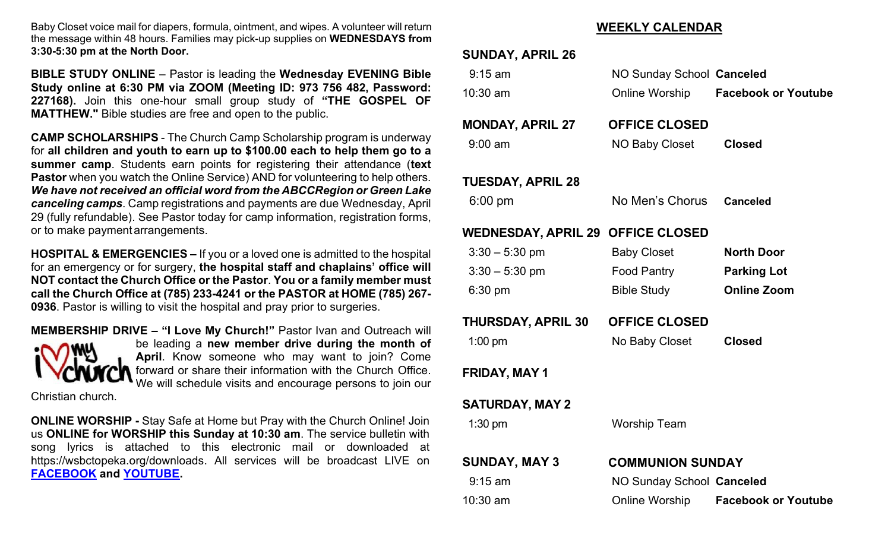Baby Closet voice mail for diapers, formula, ointment, and wipes. A volunteer will return the message within 48 hours. Families may pick-up supplies on **WEDNESDAYS from 3:30-5:30 pm at the North Door.**

**BIBLE STUDY ONLINE** – Pastor is leading the **Wednesday EVENING Bible Study online at 6:30 PM via ZOOM (Meeting ID: 973 756 482, Password: 227168).** Join this one-hour small group study of **"THE GOSPEL OF MATTHEW."** Bible studies are free and open to the public.

**CAMP SCHOLARSHIPS** - The Church Camp Scholarship program is underway for **all children and youth to earn up to $100.00 each to help them go to a summer camp**. Students earn points for registering their attendance (**text Pastor** when you watch the Online Service) AND for volunteering to help others. ***We have not received an official word from the ABCCRegion or Green Lake canceling camps***. Camp registrations and payments are due Wednesday, April 29 (fully refundable). See Pastor today for camp information, registration forms, or to make payment arrangements.

**HOSPITAL & EMERGENCIES –** If you or a loved one is admitted to the hospital for an emergency or for surgery, **the hospital staff and chaplains' office will NOT contact the Church Office or the Pastor**. **You or a family member must call the Church Office at (785) 233-4241 or the PASTOR at HOME (785) 267-0936**. Pastor is willing to visit the hospital and pray prior to surgeries.

**MEMBERSHIP DRIVE – "I Love My Church!"** Pastor Ivan and Outreach will be leading a **new member drive during the month of April**. Know someone who may want to join? Come forward or share their information with the Church Office. We will schedule visits and encourage persons to join our Christian church.

**ONLINE WORSHIP -** Stay Safe at Home but Pray with the Church Online! Join us **ONLINE for WORSHIP this Sunday at 10:30 am**. The service bulletin with song lyrics is attached to this electronic mail or downloaded at https://wsbctopeka.org/downloads. All services will be broadcast LIVE on **FACEBOOK and YOUTUBE.**

## WEEKLY CALENDAR

**SUNDAY, APRIL 26**

| | | |
|---|---|---|
| 9:15 am | NO Sunday School | **Canceled** |
| 10:30 am | Online Worship | **Facebook or Youtube** |

**MONDAY, APRIL 27** — **OFFICE CLOSED**

| | | |
|---|---|---|
| 9:00 am | NO Baby Closet | **Closed** |

**TUESDAY, APRIL 28**

| | | |
|---|---|---|
| 6:00 pm | No Men's Chorus | **Canceled** |

**WEDNESDAY, APRIL 29** — **OFFICE CLOSED**

| | | |
|---|---|---|
| 3:30 – 5:30 pm | Baby Closet | **North Door** |
| 3:30 – 5:30 pm | Food Pantry | **Parking Lot** |
| 6:30 pm | Bible Study | **Online Zoom** |

**THURSDAY, APRIL 30** — **OFFICE CLOSED**

| | | |
|---|---|---|
| 1:00 pm | No Baby Closet | **Closed** |

**FRIDAY, MAY 1**

**SATURDAY, MAY 2**

| | |
|---|---|
| 1:30 pm | Worship Team |

**SUNDAY, MAY 3** — **COMMUNION SUNDAY**

| | | |
|---|---|---|
| 9:15 am | NO Sunday School | **Canceled** |
| 10:30 am | Online Worship | **Facebook or Youtube** |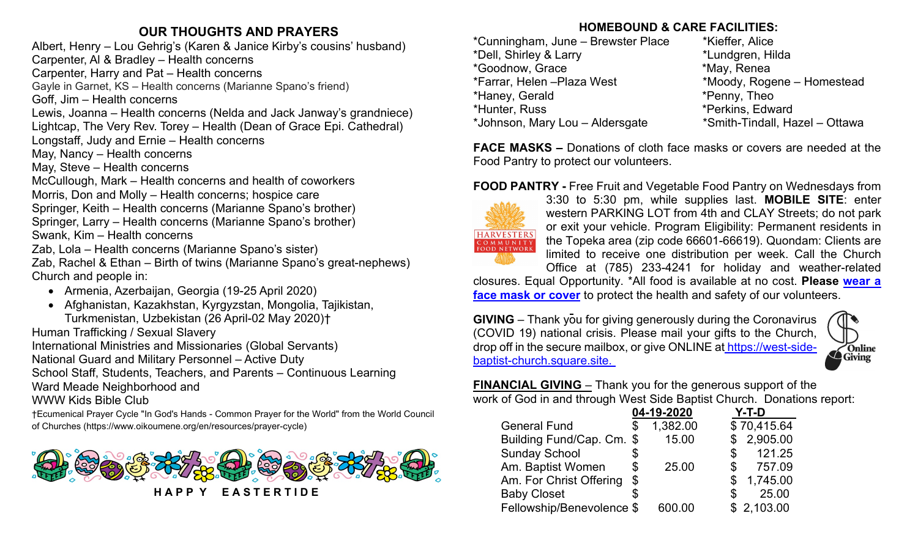## OUR THOUGHTS AND PRAYERS

Albert, Henry – Lou Gehrig's (Karen & Janice Kirby's cousins' husband)
Carpenter, Al & Bradley – Health concerns
Carpenter, Harry and Pat – Health concerns
Gayle in Garnet, KS – Health concerns (Marianne Spano's friend)
Goff, Jim – Health concerns
Lewis, Joanna – Health concerns (Nelda and Jack Janway's grandniece)
Lightcap, The Very Rev. Torey – Health (Dean of Grace Epi. Cathedral)
Longstaff, Judy and Ernie – Health concerns
May, Nancy – Health concerns
May, Steve – Health concerns
McCullough, Mark – Health concerns and health of coworkers
Morris, Don and Molly – Health concerns; hospice care
Springer, Keith – Health concerns (Marianne Spano's brother)
Springer, Larry – Health concerns (Marianne Spano's brother)
Swank, Kim – Health concerns
Zab, Lola – Health concerns (Marianne Spano's sister)
Zab, Rachel & Ethan – Birth of twins (Marianne Spano's great-nephews)
Church and people in:

- Armenia, Azerbaijan, Georgia (19-25 April 2020)
- Afghanistan, Kazakhstan, Kyrgyzstan, Mongolia, Tajikistan, Turkmenistan, Uzbekistan (26 April-02 May 2020)†

Human Trafficking / Sexual Slavery
International Ministries and Missionaries (Global Servants)
National Guard and Military Personnel – Active Duty
School Staff, Students, Teachers, and Parents – Continuous Learning
Ward Meade Neighborhood and
WWW Kids Bible Club

†Ecumenical Prayer Cycle "In God's Hands - Common Prayer for the World" from the World Council of Churches (https://www.oikoumene.org/en/resources/prayer-cycle)

HAPPY EASTERTIDE

## HOMEBOUND & CARE FACILITIES:

*Cunningham, June – Brewster Place
*Dell, Shirley & Larry
*Goodnow, Grace
*Farrar, Helen –Plaza West
*Haney, Gerald
*Hunter, Russ
*Johnson, Mary Lou – Aldersgate
*Kieffer, Alice
*Lundgren, Hilda
*May, Renea
*Moody, Rogene – Homestead
*Penny, Theo
*Perkins, Edward
*Smith-Tindall, Hazel – Ottawa

**FACE MASKS –** Donations of cloth face masks or covers are needed at the Food Pantry to protect our volunteers.

**FOOD PANTRY -** Free Fruit and Vegetable Food Pantry on Wednesdays from 3:30 to 5:30 pm, while supplies last. **MOBILE SITE**: enter western PARKING LOT from 4th and CLAY Streets; do not park or exit your vehicle. Program Eligibility: Permanent residents in the Topeka area (zip code 66601-66619). Quondam: Clients are limited to receive one distribution per week. Call the Church Office at (785) 233-4241 for holiday and weather-related closures. Equal Opportunity. *All food is available at no cost. **Please wear a face mask or cover** to protect the health and safety of our volunteers.

HARVESTERS COMMUNITY FOOD NETWORK

**GIVING** – Thank you for giving generously during the Coronavirus (COVID 19) national crisis. Please mail your gifts to the Church, drop off in the secure mailbox, or give ONLINE at https://west-side-baptist-church.square.site.

Online Giving

**FINANCIAL GIVING** – Thank you for the generous support of the work of God in and through West Side Baptist Church. Donations report:

| | 04-19-2020 | Y-T-D |
|---|---|---|
| General Fund | $ 1,382.00 | $ 70,415.64 |
| Building Fund/Cap. Cm. | $ 15.00 | $ 2,905.00 |
| Sunday School | $ | $ 121.25 |
| Am. Baptist Women | $ 25.00 | $ 757.09 |
| Am. For Christ Offering | $ | $ 1,745.00 |
| Baby Closet | $ | $ 25.00 |
| Fellowship/Benevolence | $ 600.00 | $ 2,103.00 |